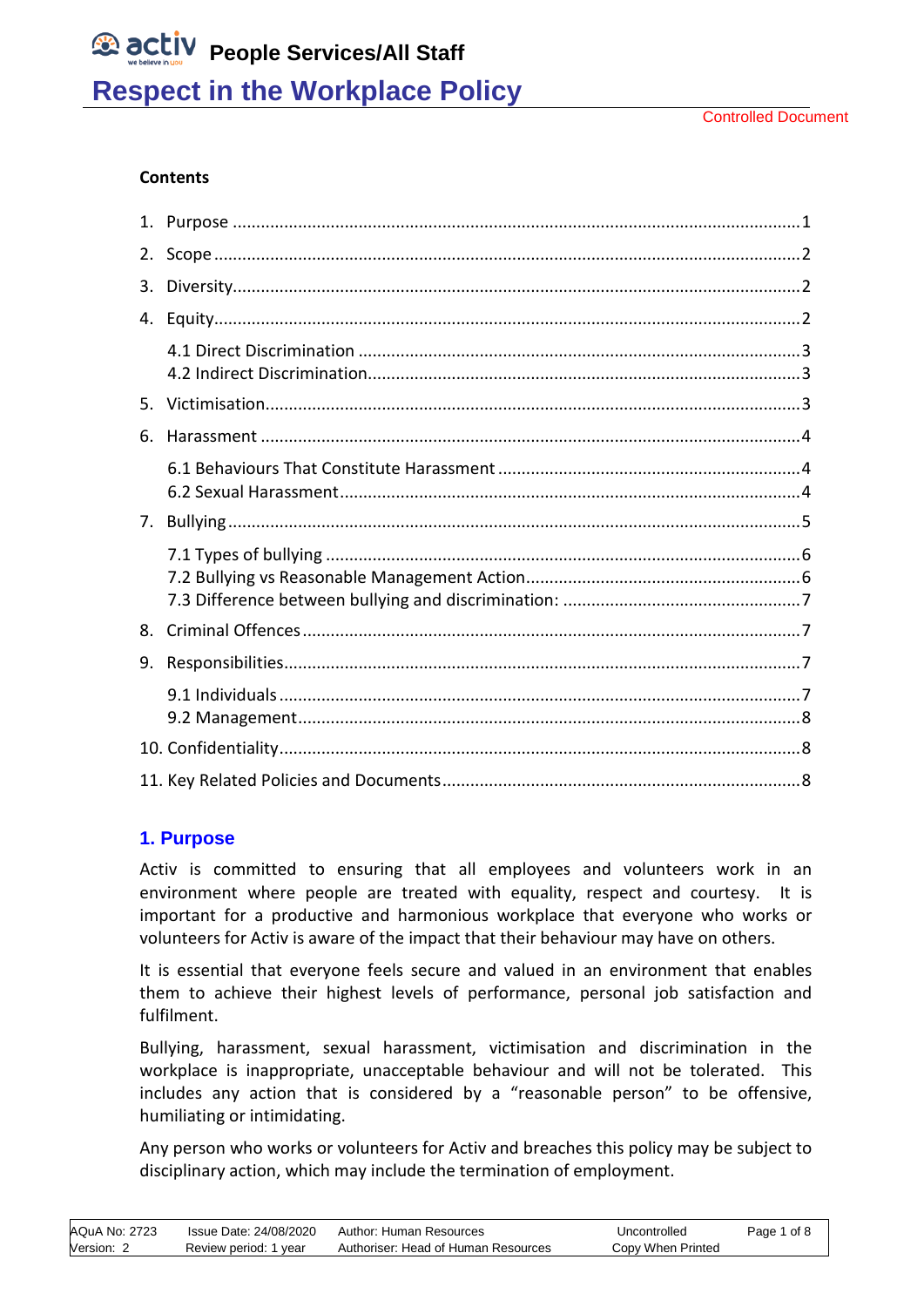# Respect in the Workplace Policy

People Services/All Staff

Controlled Document

**Contents**

1. Purpose ........ 1
2. Scope ........ 2
3. Diversity ........ 2
4. Equity ........ 2
   - 4.1 Direct Discrimination ........ 3
   - 4.2 Indirect Discrimination ........ 3
5. Victimisation ........ 3
6. Harassment ........ 4
   - 6.1 Behaviours That Constitute Harassment ........ 4
   - 6.2 Sexual Harassment ........ 4
7. Bullying ........ 5
   - 7.1 Types of bullying ........ 6
   - 7.2 Bullying vs Reasonable Management Action ........ 6
   - 7.3 Difference between bullying and discrimination: ........ 7
8. Criminal Offences ........ 7
9. Responsibilities ........ 7
   - 9.1 Individuals ........ 7
   - 9.2 Management ........ 8
10. Confidentiality ........ 8
11. Key Related Policies and Documents ........ 8

## 1. Purpose

Activ is committed to ensuring that all employees and volunteers work in an environment where people are treated with equality, respect and courtesy. It is important for a productive and harmonious workplace that everyone who works or volunteers for Activ is aware of the impact that their behaviour may have on others.

It is essential that everyone feels secure and valued in an environment that enables them to achieve their highest levels of performance, personal job satisfaction and fulfilment.

Bullying, harassment, sexual harassment, victimisation and discrimination in the workplace is inappropriate, unacceptable behaviour and will not be tolerated. This includes any action that is considered by a "reasonable person" to be offensive, humiliating or intimidating.

Any person who works or volunteers for Activ and breaches this policy may be subject to disciplinary action, which may include the termination of employment.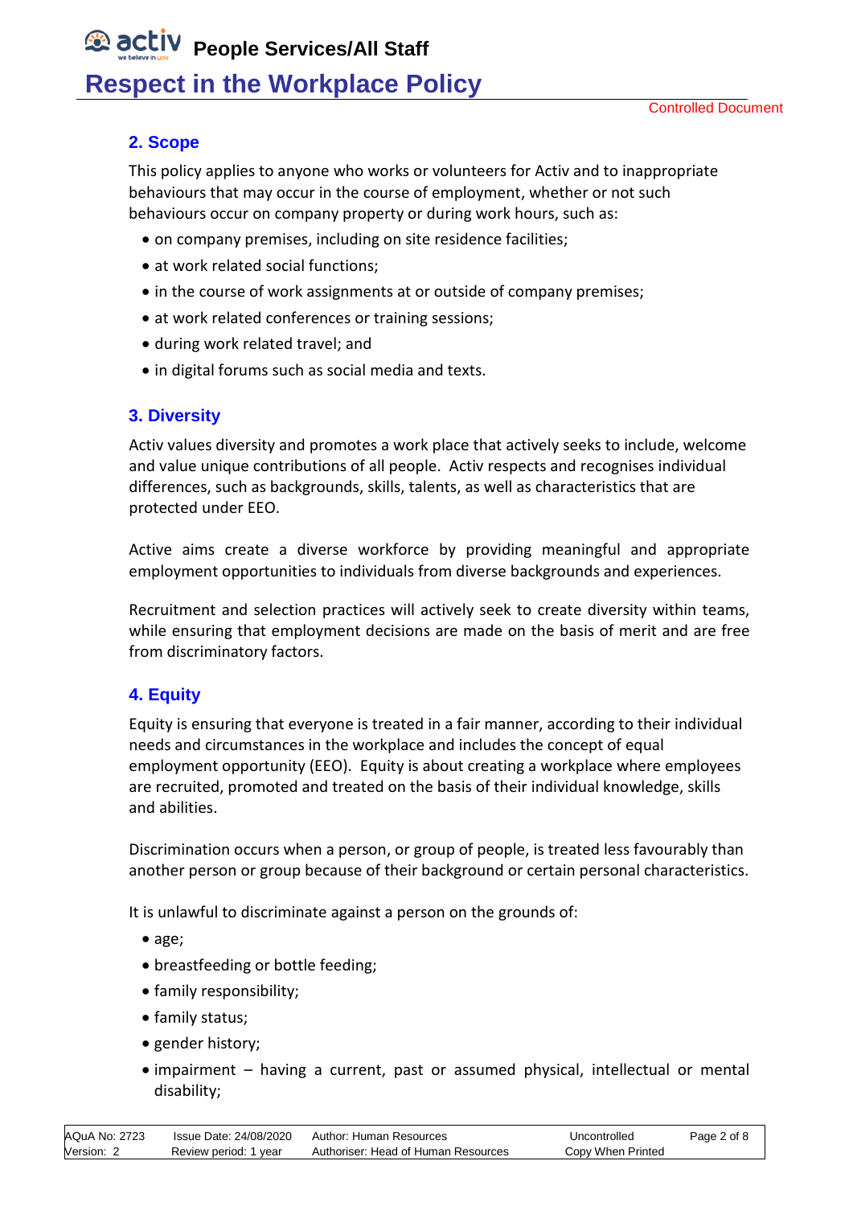## 2. Scope

This policy applies to anyone who works or volunteers for Activ and to inappropriate behaviours that may occur in the course of employment, whether or not such behaviours occur on company property or during work hours, such as:

- on company premises, including on site residence facilities;
- at work related social functions;
- in the course of work assignments at or outside of company premises;
- at work related conferences or training sessions;
- during work related travel; and
- in digital forums such as social media and texts.

## 3. Diversity

Activ values diversity and promotes a work place that actively seeks to include, welcome and value unique contributions of all people. Activ respects and recognises individual differences, such as backgrounds, skills, talents, as well as characteristics that are protected under EEO.

Active aims create a diverse workforce by providing meaningful and appropriate employment opportunities to individuals from diverse backgrounds and experiences.

Recruitment and selection practices will actively seek to create diversity within teams, while ensuring that employment decisions are made on the basis of merit and are free from discriminatory factors.

## 4. Equity

Equity is ensuring that everyone is treated in a fair manner, according to their individual needs and circumstances in the workplace and includes the concept of equal employment opportunity (EEO). Equity is about creating a workplace where employees are recruited, promoted and treated on the basis of their individual knowledge, skills and abilities.

Discrimination occurs when a person, or group of people, is treated less favourably than another person or group because of their background or certain personal characteristics.

It is unlawful to discriminate against a person on the grounds of:

- age;
- breastfeeding or bottle feeding;
- family responsibility;
- family status;
- gender history;
- impairment – having a current, past or assumed physical, intellectual or mental disability;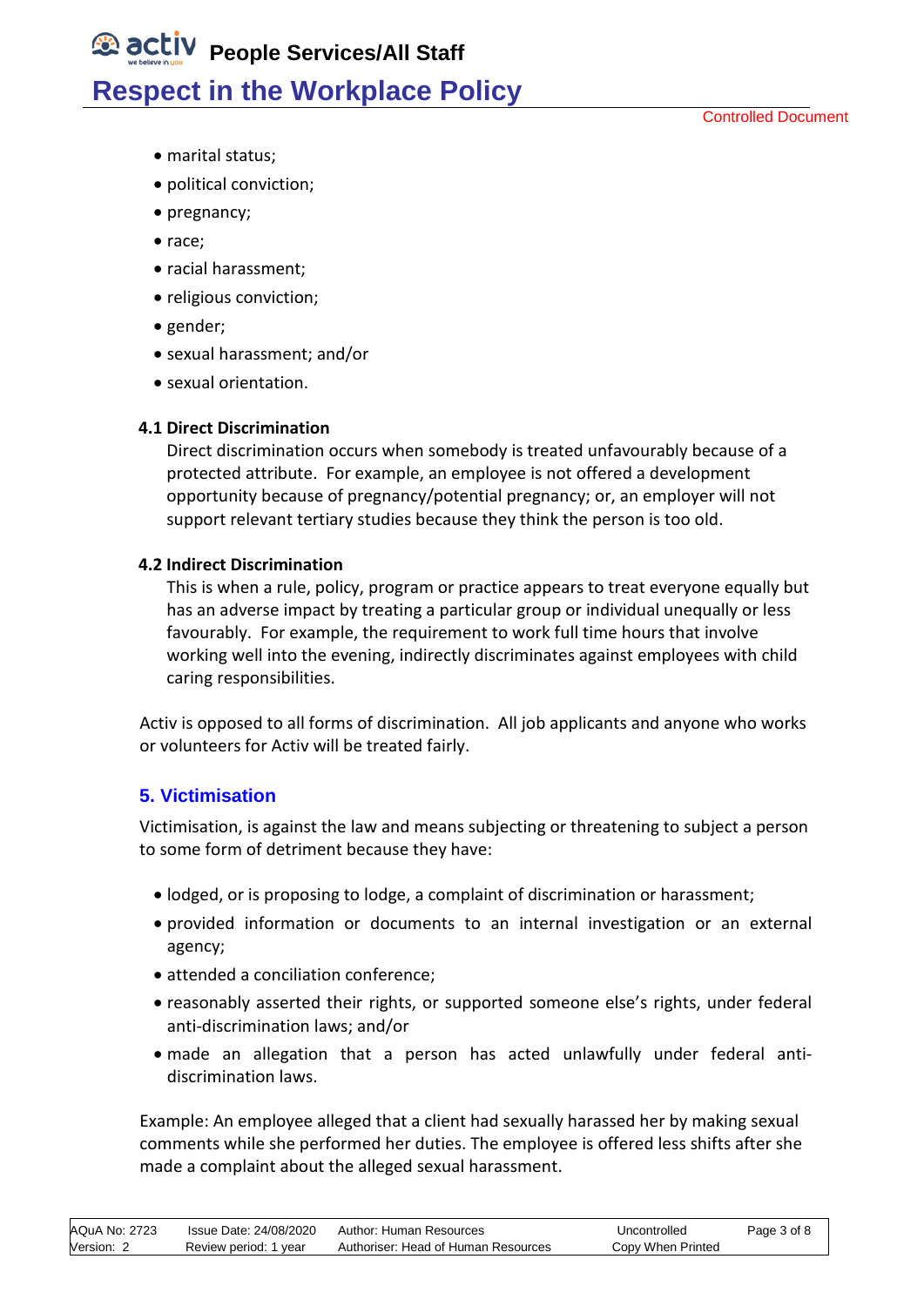- marital status;
- political conviction;
- pregnancy;
- race;
- racial harassment;
- religious conviction;
- gender;
- sexual harassment; and/or
- sexual orientation.

**4.1 Direct Discrimination**

Direct discrimination occurs when somebody is treated unfavourably because of a protected attribute. For example, an employee is not offered a development opportunity because of pregnancy/potential pregnancy; or, an employer will not support relevant tertiary studies because they think the person is too old.

**4.2 Indirect Discrimination**

This is when a rule, policy, program or practice appears to treat everyone equally but has an adverse impact by treating a particular group or individual unequally or less favourably. For example, the requirement to work full time hours that involve working well into the evening, indirectly discriminates against employees with child caring responsibilities.

Activ is opposed to all forms of discrimination. All job applicants and anyone who works or volunteers for Activ will be treated fairly.

## 5. Victimisation

Victimisation, is against the law and means subjecting or threatening to subject a person to some form of detriment because they have:

- lodged, or is proposing to lodge, a complaint of discrimination or harassment;
- provided information or documents to an internal investigation or an external agency;
- attended a conciliation conference;
- reasonably asserted their rights, or supported someone else's rights, under federal anti-discrimination laws; and/or
- made an allegation that a person has acted unlawfully under federal anti-discrimination laws.

Example: An employee alleged that a client had sexually harassed her by making sexual comments while she performed her duties. The employee is offered less shifts after she made a complaint about the alleged sexual harassment.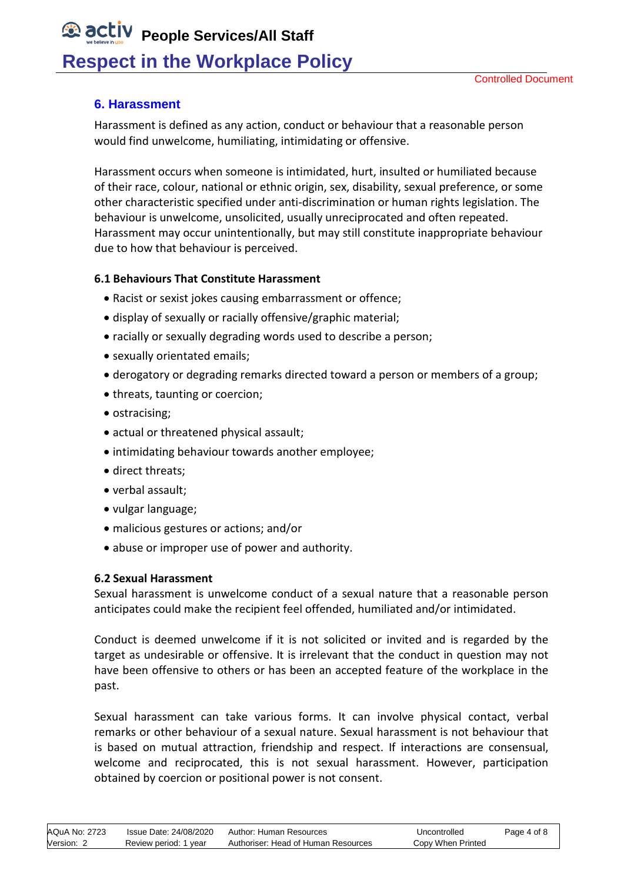## 6. Harassment

Harassment is defined as any action, conduct or behaviour that a reasonable person would find unwelcome, humiliating, intimidating or offensive.

Harassment occurs when someone is intimidated, hurt, insulted or humiliated because of their race, colour, national or ethnic origin, sex, disability, sexual preference, or some other characteristic specified under anti-discrimination or human rights legislation. The behaviour is unwelcome, unsolicited, usually unreciprocated and often repeated. Harassment may occur unintentionally, but may still constitute inappropriate behaviour due to how that behaviour is perceived.

### 6.1 Behaviours That Constitute Harassment

- Racist or sexist jokes causing embarrassment or offence;
- display of sexually or racially offensive/graphic material;
- racially or sexually degrading words used to describe a person;
- sexually orientated emails;
- derogatory or degrading remarks directed toward a person or members of a group;
- threats, taunting or coercion;
- ostracising;
- actual or threatened physical assault;
- intimidating behaviour towards another employee;
- direct threats;
- verbal assault;
- vulgar language;
- malicious gestures or actions; and/or
- abuse or improper use of power and authority.

### 6.2 Sexual Harassment

Sexual harassment is unwelcome conduct of a sexual nature that a reasonable person anticipates could make the recipient feel offended, humiliated and/or intimidated.

Conduct is deemed unwelcome if it is not solicited or invited and is regarded by the target as undesirable or offensive. It is irrelevant that the conduct in question may not have been offensive to others or has been an accepted feature of the workplace in the past.

Sexual harassment can take various forms. It can involve physical contact, verbal remarks or other behaviour of a sexual nature. Sexual harassment is not behaviour that is based on mutual attraction, friendship and respect. If interactions are consensual, welcome and reciprocated, this is not sexual harassment. However, participation obtained by coercion or positional power is not consent.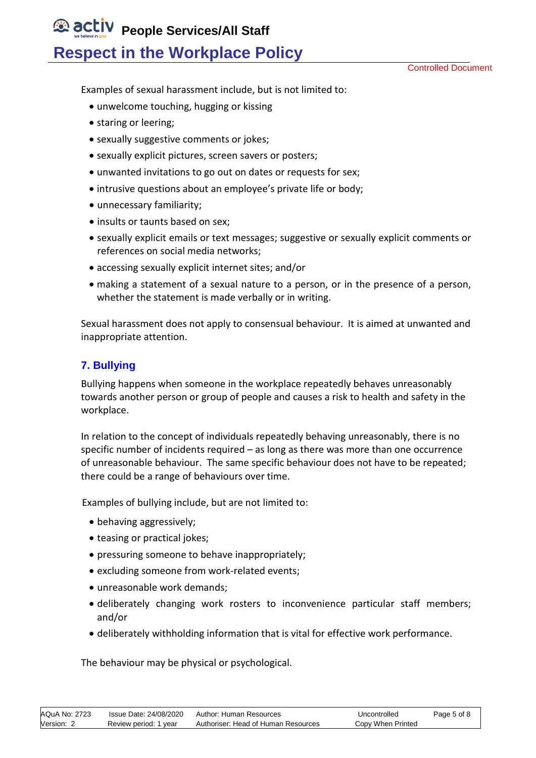Examples of sexual harassment include, but is not limited to:

- unwelcome touching, hugging or kissing
- staring or leering;
- sexually suggestive comments or jokes;
- sexually explicit pictures, screen savers or posters;
- unwanted invitations to go out on dates or requests for sex;
- intrusive questions about an employee's private life or body;
- unnecessary familiarity;
- insults or taunts based on sex;
- sexually explicit emails or text messages; suggestive or sexually explicit comments or references on social media networks;
- accessing sexually explicit internet sites; and/or
- making a statement of a sexual nature to a person, or in the presence of a person, whether the statement is made verbally or in writing.

Sexual harassment does not apply to consensual behaviour. It is aimed at unwanted and inappropriate attention.

## 7. Bullying

Bullying happens when someone in the workplace repeatedly behaves unreasonably towards another person or group of people and causes a risk to health and safety in the workplace.

In relation to the concept of individuals repeatedly behaving unreasonably, there is no specific number of incidents required – as long as there was more than one occurrence of unreasonable behaviour. The same specific behaviour does not have to be repeated; there could be a range of behaviours over time.

Examples of bullying include, but are not limited to:

- behaving aggressively;
- teasing or practical jokes;
- pressuring someone to behave inappropriately;
- excluding someone from work-related events;
- unreasonable work demands;
- deliberately changing work rosters to inconvenience particular staff members; and/or
- deliberately withholding information that is vital for effective work performance.

The behaviour may be physical or psychological.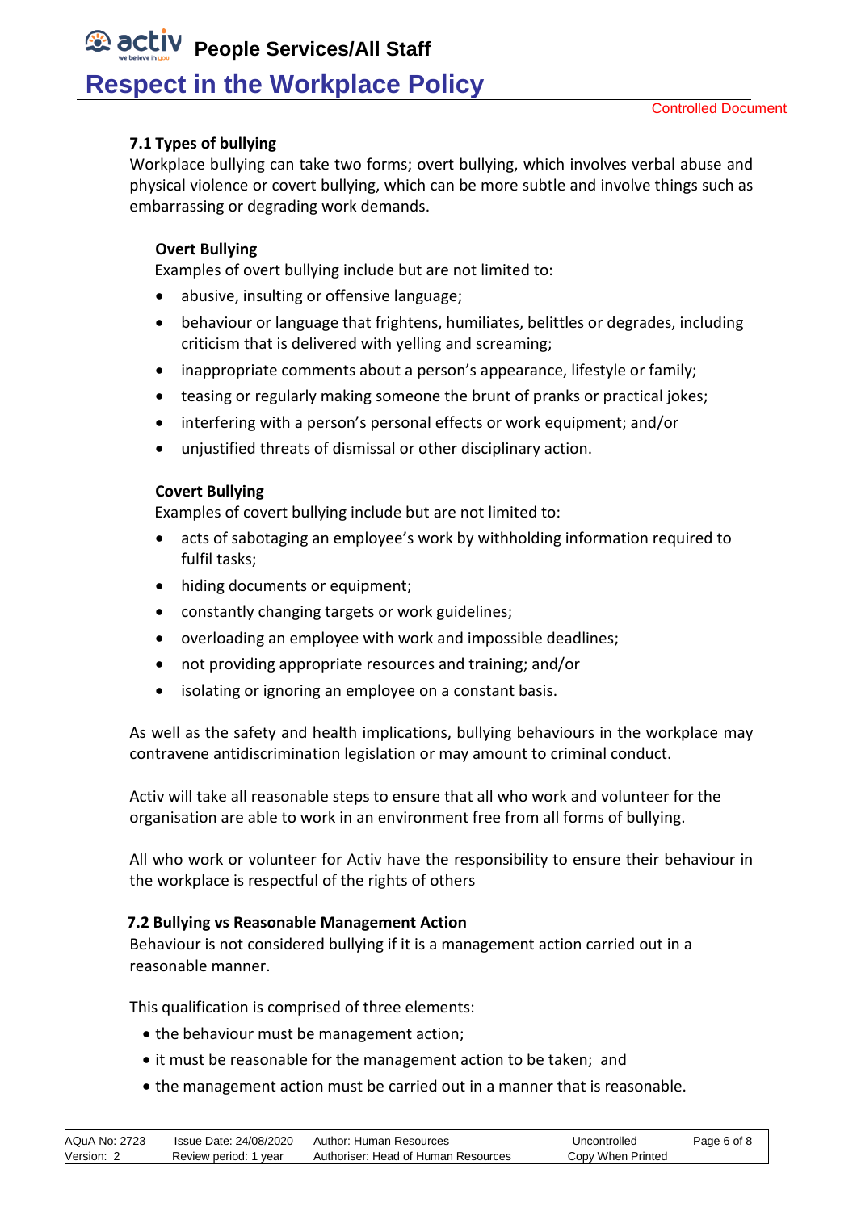### 7.1 Types of bullying

Workplace bullying can take two forms; overt bullying, which involves verbal abuse and physical violence or covert bullying, which can be more subtle and involve things such as embarrassing or degrading work demands.

#### Overt Bullying

Examples of overt bullying include but are not limited to:

- abusive, insulting or offensive language;
- behaviour or language that frightens, humiliates, belittles or degrades, including criticism that is delivered with yelling and screaming;
- inappropriate comments about a person's appearance, lifestyle or family;
- teasing or regularly making someone the brunt of pranks or practical jokes;
- interfering with a person's personal effects or work equipment; and/or
- unjustified threats of dismissal or other disciplinary action.

#### Covert Bullying

Examples of covert bullying include but are not limited to:

- acts of sabotaging an employee's work by withholding information required to fulfil tasks;
- hiding documents or equipment;
- constantly changing targets or work guidelines;
- overloading an employee with work and impossible deadlines;
- not providing appropriate resources and training; and/or
- isolating or ignoring an employee on a constant basis.

As well as the safety and health implications, bullying behaviours in the workplace may contravene antidiscrimination legislation or may amount to criminal conduct.

Activ will take all reasonable steps to ensure that all who work and volunteer for the organisation are able to work in an environment free from all forms of bullying.

All who work or volunteer for Activ have the responsibility to ensure their behaviour in the workplace is respectful of the rights of others

### 7.2 Bullying vs Reasonable Management Action

Behaviour is not considered bullying if it is a management action carried out in a reasonable manner.

This qualification is comprised of three elements:

- the behaviour must be management action;
- it must be reasonable for the management action to be taken; and
- the management action must be carried out in a manner that is reasonable.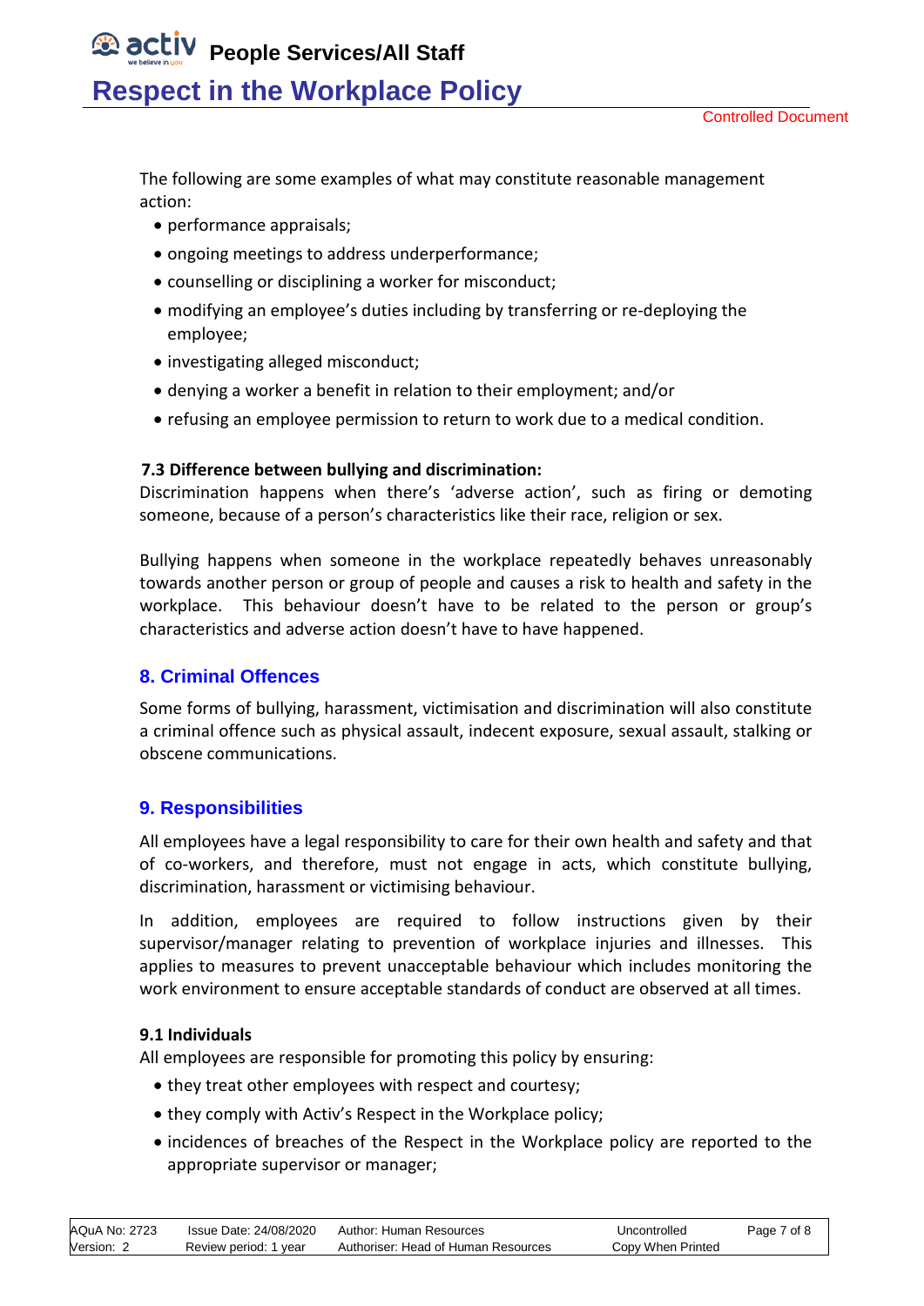The following are some examples of what may constitute reasonable management action:

- performance appraisals;
- ongoing meetings to address underperformance;
- counselling or disciplining a worker for misconduct;
- modifying an employee's duties including by transferring or re-deploying the employee;
- investigating alleged misconduct;
- denying a worker a benefit in relation to their employment; and/or
- refusing an employee permission to return to work due to a medical condition.

### 7.3 Difference between bullying and discrimination:

Discrimination happens when there's 'adverse action', such as firing or demoting someone, because of a person's characteristics like their race, religion or sex.

Bullying happens when someone in the workplace repeatedly behaves unreasonably towards another person or group of people and causes a risk to health and safety in the workplace. This behaviour doesn't have to be related to the person or group's characteristics and adverse action doesn't have to have happened.

## 8. Criminal Offences

Some forms of bullying, harassment, victimisation and discrimination will also constitute a criminal offence such as physical assault, indecent exposure, sexual assault, stalking or obscene communications.

## 9. Responsibilities

All employees have a legal responsibility to care for their own health and safety and that of co-workers, and therefore, must not engage in acts, which constitute bullying, discrimination, harassment or victimising behaviour.

In addition, employees are required to follow instructions given by their supervisor/manager relating to prevention of workplace injuries and illnesses. This applies to measures to prevent unacceptable behaviour which includes monitoring the work environment to ensure acceptable standards of conduct are observed at all times.

### 9.1 Individuals

All employees are responsible for promoting this policy by ensuring:

- they treat other employees with respect and courtesy;
- they comply with Activ's Respect in the Workplace policy;
- incidences of breaches of the Respect in the Workplace policy are reported to the appropriate supervisor or manager;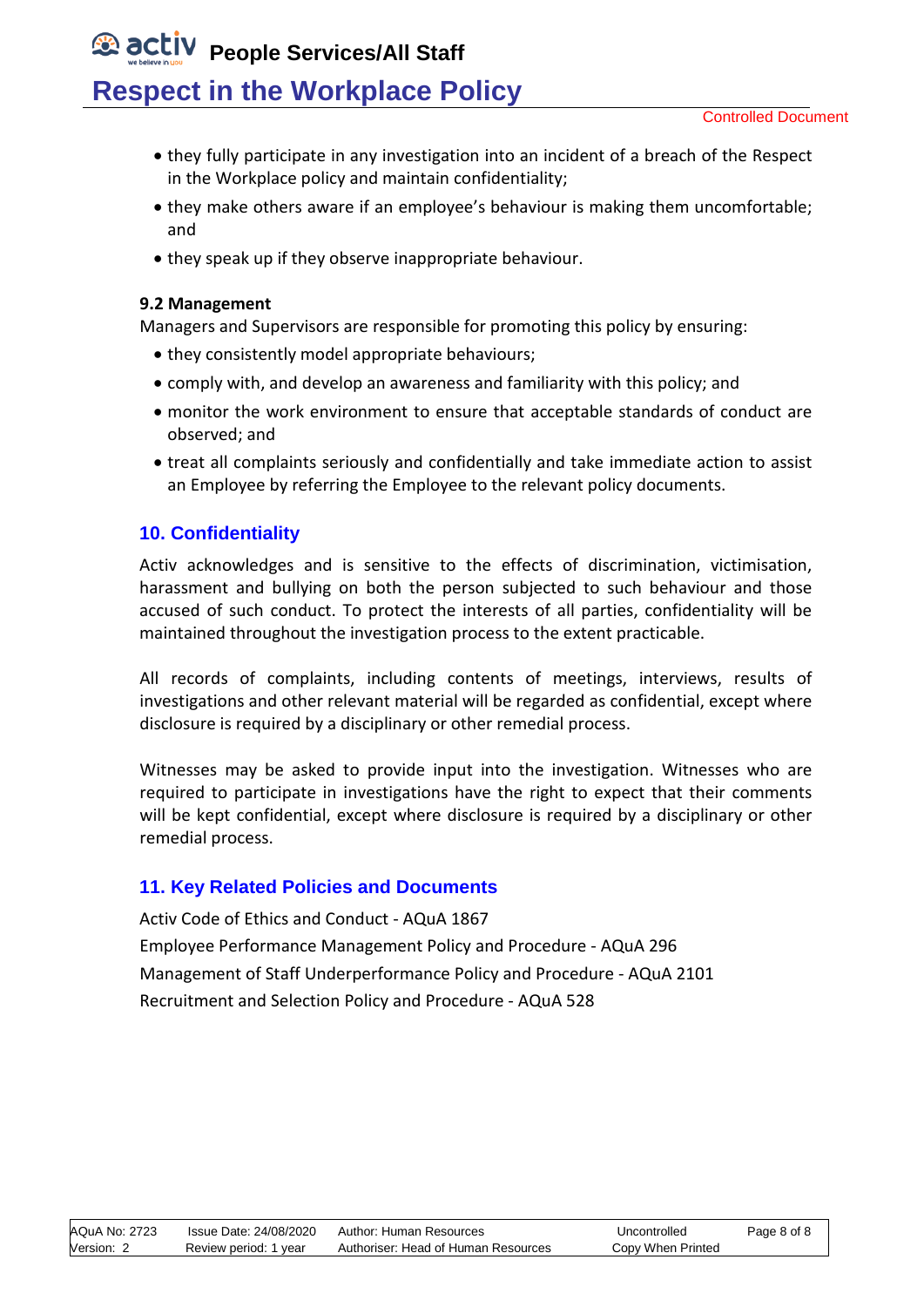- they fully participate in any investigation into an incident of a breach of the Respect in the Workplace policy and maintain confidentiality;
- they make others aware if an employee's behaviour is making them uncomfortable; and
- they speak up if they observe inappropriate behaviour.

**9.2 Management**

Managers and Supervisors are responsible for promoting this policy by ensuring:

- they consistently model appropriate behaviours;
- comply with, and develop an awareness and familiarity with this policy; and
- monitor the work environment to ensure that acceptable standards of conduct are observed; and
- treat all complaints seriously and confidentially and take immediate action to assist an Employee by referring the Employee to the relevant policy documents.

## 10. Confidentiality

Activ acknowledges and is sensitive to the effects of discrimination, victimisation, harassment and bullying on both the person subjected to such behaviour and those accused of such conduct. To protect the interests of all parties, confidentiality will be maintained throughout the investigation process to the extent practicable.

All records of complaints, including contents of meetings, interviews, results of investigations and other relevant material will be regarded as confidential, except where disclosure is required by a disciplinary or other remedial process.

Witnesses may be asked to provide input into the investigation. Witnesses who are required to participate in investigations have the right to expect that their comments will be kept confidential, except where disclosure is required by a disciplinary or other remedial process.

## 11. Key Related Policies and Documents

Activ Code of Ethics and Conduct - AQuA 1867

Employee Performance Management Policy and Procedure - AQuA 296

Management of Staff Underperformance Policy and Procedure - AQuA 2101

Recruitment and Selection Policy and Procedure - AQuA 528